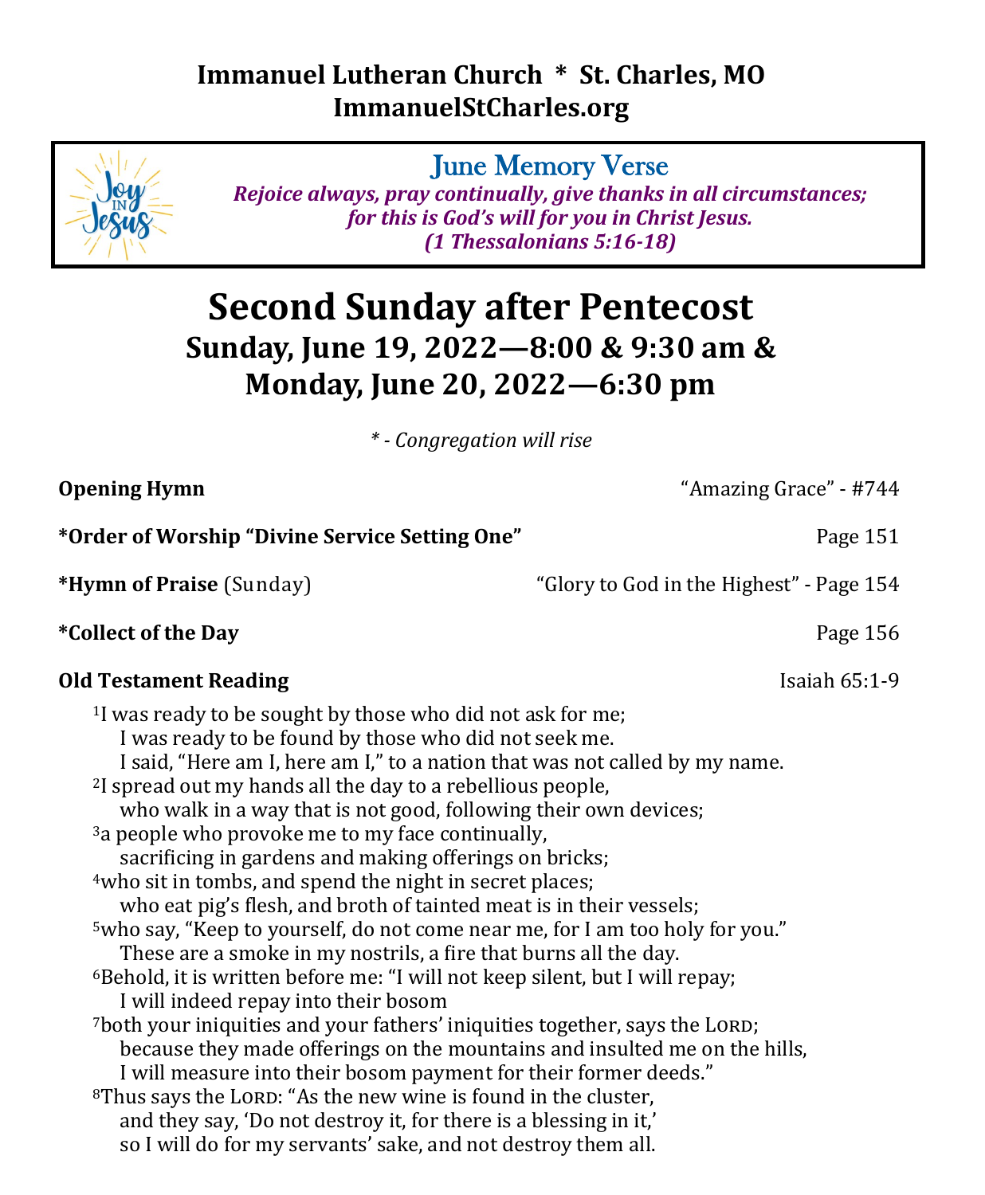**Immanuel Lutheran Church * St. Charles, MO**
**ImmanuelStCharles.org**

June Memory Verse

***Rejoice always, pray continually, give thanks in all circumstances; for this is God's will for you in Christ Jesus. (1 Thessalonians 5:16-18)***

# Second Sunday after Pentecost

## Sunday, June 19, 2022—8:00 & 9:30 am & Monday, June 20, 2022—6:30 pm

*\* - Congregation will rise*

**Opening Hymn** — "Amazing Grace" - #744

**\*Order of Worship "Divine Service Setting One"** — Page 151

**\*Hymn of Praise** (Sunday) — "Glory to God in the Highest" - Page 154

**\*Collect of the Day** — Page 156

**Old Testament Reading** — Isaiah 65:1-9

[1]I was ready to be sought by those who did not ask for me;
I was ready to be found by those who did not seek me.
I said, "Here am I, here am I," to a nation that was not called by my name.
[2]I spread out my hands all the day to a rebellious people,
who walk in a way that is not good, following their own devices;
[3]a people who provoke me to my face continually,
sacrificing in gardens and making offerings on bricks;
[4]who sit in tombs, and spend the night in secret places;
who eat pig's flesh, and broth of tainted meat is in their vessels;
[5]who say, "Keep to yourself, do not come near me, for I am too holy for you."
These are a smoke in my nostrils, a fire that burns all the day.
[6]Behold, it is written before me: "I will not keep silent, but I will repay;
I will indeed repay into their bosom
[7]both your iniquities and your fathers' iniquities together, says the LORD;
because they made offerings on the mountains and insulted me on the hills,
I will measure into their bosom payment for their former deeds."
[8]Thus says the LORD: "As the new wine is found in the cluster,
and they say, 'Do not destroy it, for there is a blessing in it,'
so I will do for my servants' sake, and not destroy them all.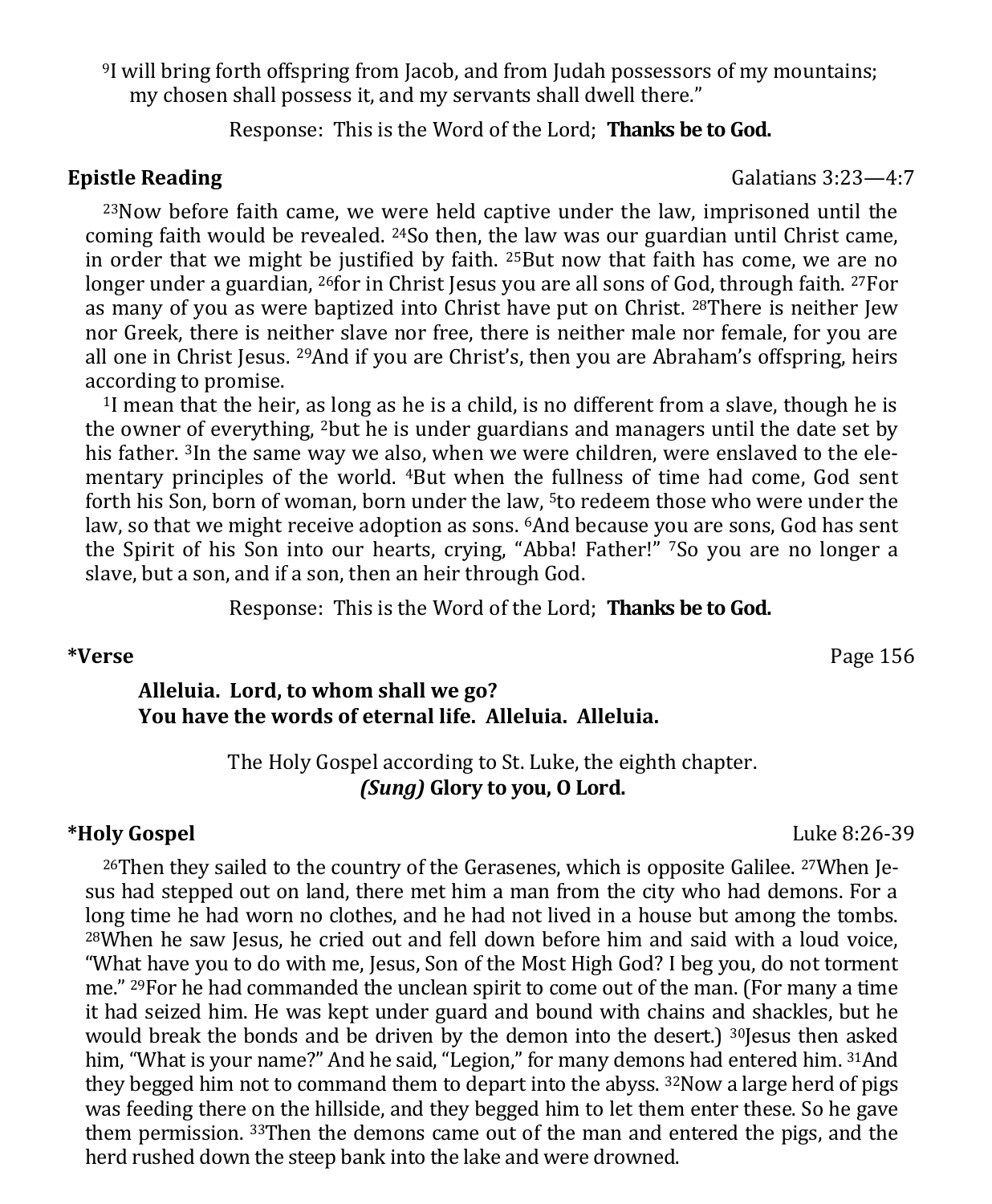[9]I will bring forth offspring from Jacob, and from Judah possessors of my mountains;
my chosen shall possess it, and my servants shall dwell there."

Response: This is the Word of the Lord; **Thanks be to God.**

**Epistle Reading** Galatians 3:23—4:7

[23]Now before faith came, we were held captive under the law, imprisoned until the coming faith would be revealed. [24]So then, the law was our guardian until Christ came, in order that we might be justified by faith. [25]But now that faith has come, we are no longer under a guardian, [26]for in Christ Jesus you are all sons of God, through faith. [27]For as many of you as were baptized into Christ have put on Christ. [28]There is neither Jew nor Greek, there is neither slave nor free, there is neither male nor female, for you are all one in Christ Jesus. [29]And if you are Christ's, then you are Abraham's offspring, heirs according to promise.

[1]I mean that the heir, as long as he is a child, is no different from a slave, though he is the owner of everything, [2]but he is under guardians and managers until the date set by his father. [3]In the same way we also, when we were children, were enslaved to the elementary principles of the world. [4]But when the fullness of time had come, God sent forth his Son, born of woman, born under the law, [5]to redeem those who were under the law, so that we might receive adoption as sons. [6]And because you are sons, God has sent the Spirit of his Son into our hearts, crying, "Abba! Father!" [7]So you are no longer a slave, but a son, and if a son, then an heir through God.

Response: This is the Word of the Lord; **Thanks be to God.**

**\*Verse** Page 156

**Alleluia. Lord, to whom shall we go?
You have the words of eternal life. Alleluia. Alleluia.**

The Holy Gospel according to St. Luke, the eighth chapter.
***(Sung)* Glory to you, O Lord.**

**\*Holy Gospel** Luke 8:26-39

[26]Then they sailed to the country of the Gerasenes, which is opposite Galilee. [27]When Jesus had stepped out on land, there met him a man from the city who had demons. For a long time he had worn no clothes, and he had not lived in a house but among the tombs. [28]When he saw Jesus, he cried out and fell down before him and said with a loud voice, "What have you to do with me, Jesus, Son of the Most High God? I beg you, do not torment me." [29]For he had commanded the unclean spirit to come out of the man. (For many a time it had seized him. He was kept under guard and bound with chains and shackles, but he would break the bonds and be driven by the demon into the desert.) [30]Jesus then asked him, "What is your name?" And he said, "Legion," for many demons had entered him. [31]And they begged him not to command them to depart into the abyss. [32]Now a large herd of pigs was feeding there on the hillside, and they begged him to let them enter these. So he gave them permission. [33]Then the demons came out of the man and entered the pigs, and the herd rushed down the steep bank into the lake and were drowned.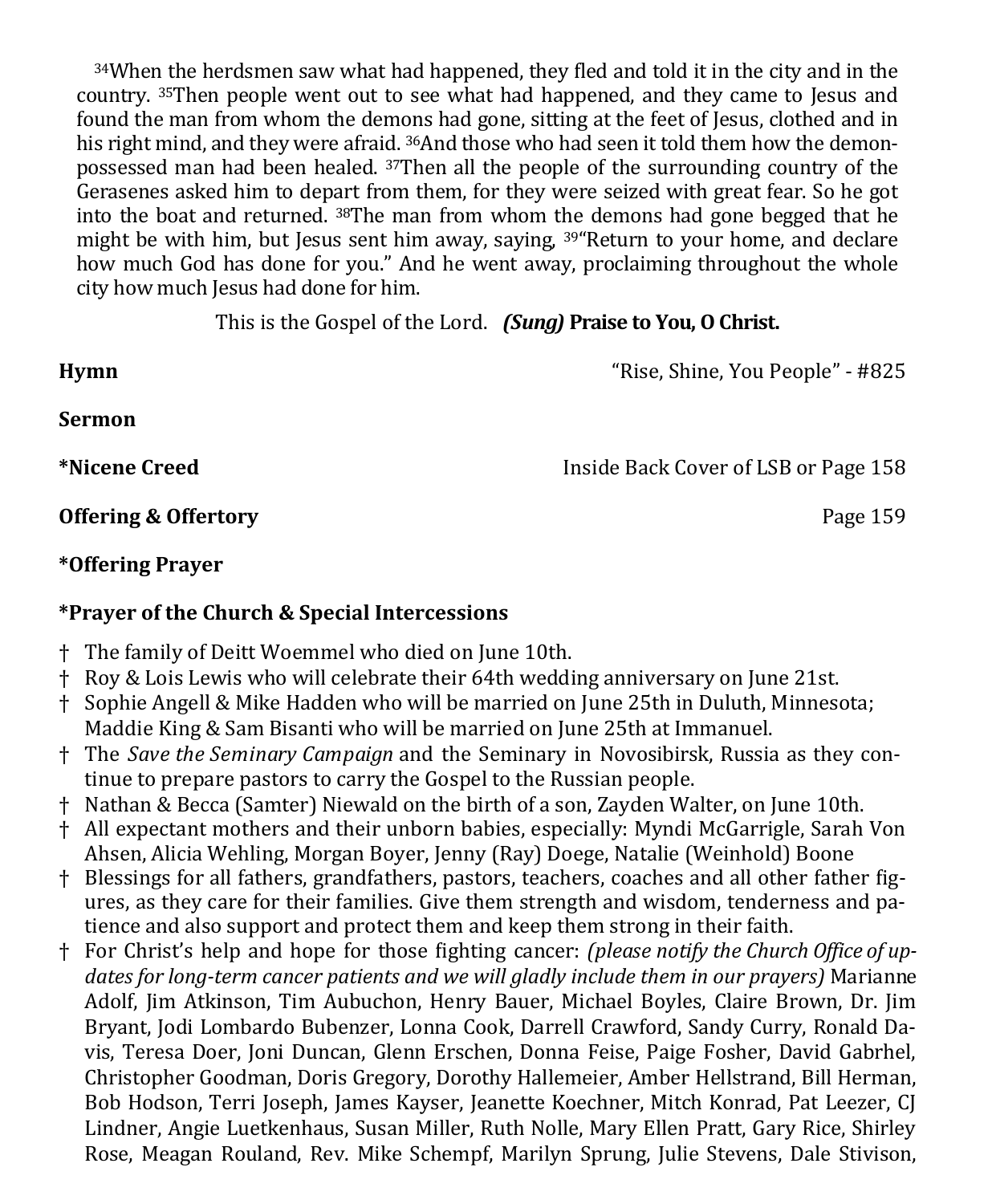[34]When the herdsmen saw what had happened, they fled and told it in the city and in the country. [35]Then people went out to see what had happened, and they came to Jesus and found the man from whom the demons had gone, sitting at the feet of Jesus, clothed and in his right mind, and they were afraid. [36]And those who had seen it told them how the demon-possessed man had been healed. [37]Then all the people of the surrounding country of the Gerasenes asked him to depart from them, for they were seized with great fear. So he got into the boat and returned. [38]The man from whom the demons had gone begged that he might be with him, but Jesus sent him away, saying, [39]"Return to your home, and declare how much God has done for you." And he went away, proclaiming throughout the whole city how much Jesus had done for him.

This is the Gospel of the Lord. ***(Sung)* Praise to You, O Christ.**

**Hymn** "Rise, Shine, You People" - #825

**Sermon**

***Nicene Creed** Inside Back Cover of LSB or Page 158

**Offering & Offertory** Page 159

***Offering Prayer**

***Prayer of the Church & Special Intercessions**

- † The family of Deitt Woemmel who died on June 10th.
- † Roy & Lois Lewis who will celebrate their 64th wedding anniversary on June 21st.
- † Sophie Angell & Mike Hadden who will be married on June 25th in Duluth, Minnesota; Maddie King & Sam Bisanti who will be married on June 25th at Immanuel.
- † The *Save the Seminary Campaign* and the Seminary in Novosibirsk, Russia as they continue to prepare pastors to carry the Gospel to the Russian people.
- † Nathan & Becca (Samter) Niewald on the birth of a son, Zayden Walter, on June 10th.
- † All expectant mothers and their unborn babies, especially: Myndi McGarrigle, Sarah Von Ahsen, Alicia Wehling, Morgan Boyer, Jenny (Ray) Doege, Natalie (Weinhold) Boone
- † Blessings for all fathers, grandfathers, pastors, teachers, coaches and all other father figures, as they care for their families. Give them strength and wisdom, tenderness and patience and also support and protect them and keep them strong in their faith.
- † For Christ's help and hope for those fighting cancer: *(please notify the Church Office of updates for long-term cancer patients and we will gladly include them in our prayers)* Marianne Adolf, Jim Atkinson, Tim Aubuchon, Henry Bauer, Michael Boyles, Claire Brown, Dr. Jim Bryant, Jodi Lombardo Bubenzer, Lonna Cook, Darrell Crawford, Sandy Curry, Ronald Davis, Teresa Doer, Joni Duncan, Glenn Erschen, Donna Feise, Paige Fosher, David Gabrhel, Christopher Goodman, Doris Gregory, Dorothy Hallemeier, Amber Hellstrand, Bill Herman, Bob Hodson, Terri Joseph, James Kayser, Jeanette Koechner, Mitch Konrad, Pat Leezer, CJ Lindner, Angie Luetkenhaus, Susan Miller, Ruth Nolle, Mary Ellen Pratt, Gary Rice, Shirley Rose, Meagan Rouland, Rev. Mike Schempf, Marilyn Sprung, Julie Stevens, Dale Stivison,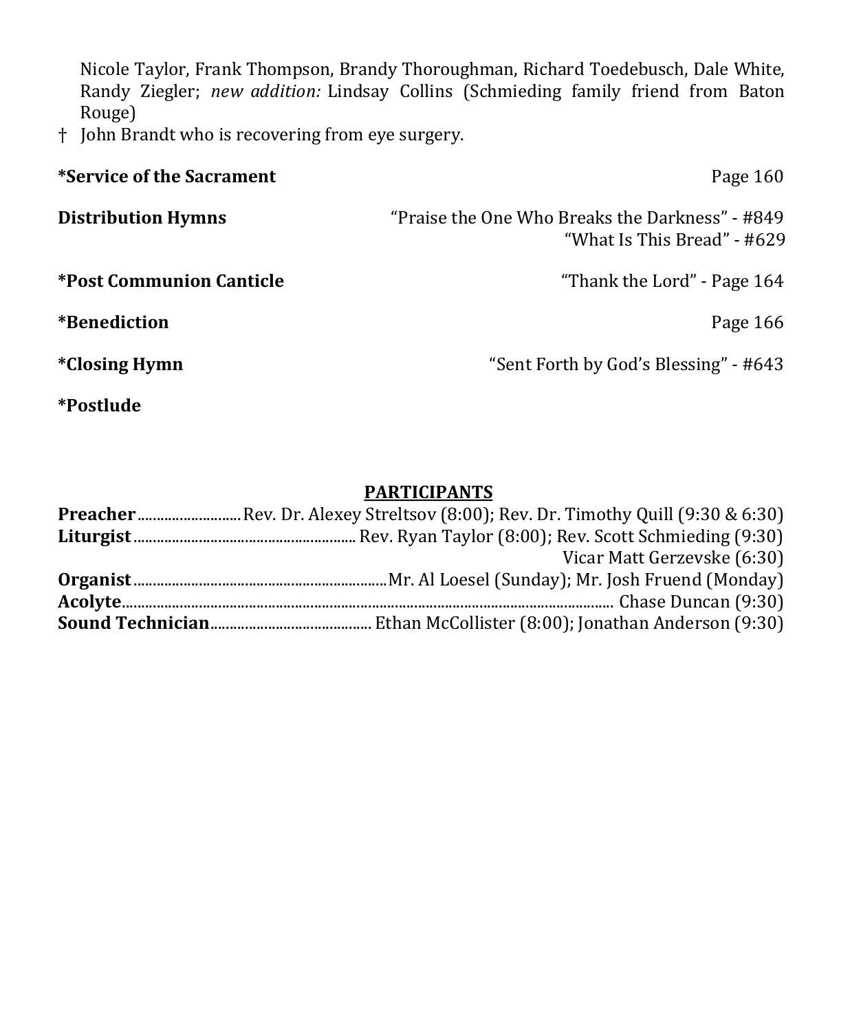Nicole Taylor, Frank Thompson, Brandy Thoroughman, Richard Toedebusch, Dale White, Randy Ziegler; *new addition:* Lindsay Collins (Schmieding family friend from Baton Rouge)

† John Brandt who is recovering from eye surgery.

**\*Service of the Sacrament** Page 160

**Distribution Hymns** "Praise the One Who Breaks the Darkness" - #849
"What Is This Bread" - #629

**\*Post Communion Canticle** "Thank the Lord" - Page 164

**\*Benediction** Page 166

**\*Closing Hymn** "Sent Forth by God's Blessing" - #643

**\*Postlude**

## PARTICIPANTS

**Preacher**............................Rev. Dr. Alexey Streltsov (8:00); Rev. Dr. Timothy Quill (9:30 & 6:30)
**Liturgist**........................................................ Rev. Ryan Taylor (8:00); Rev. Scott Schmieding (9:30)
Vicar Matt Gerzevske (6:30)
**Organist**.................................................................Mr. Al Loesel (Sunday); Mr. Josh Fruend (Monday)
**Acolyte**................................................................................................................... Chase Duncan (9:30)
**Sound Technician**......................................... Ethan McCollister (8:00); Jonathan Anderson (9:30)